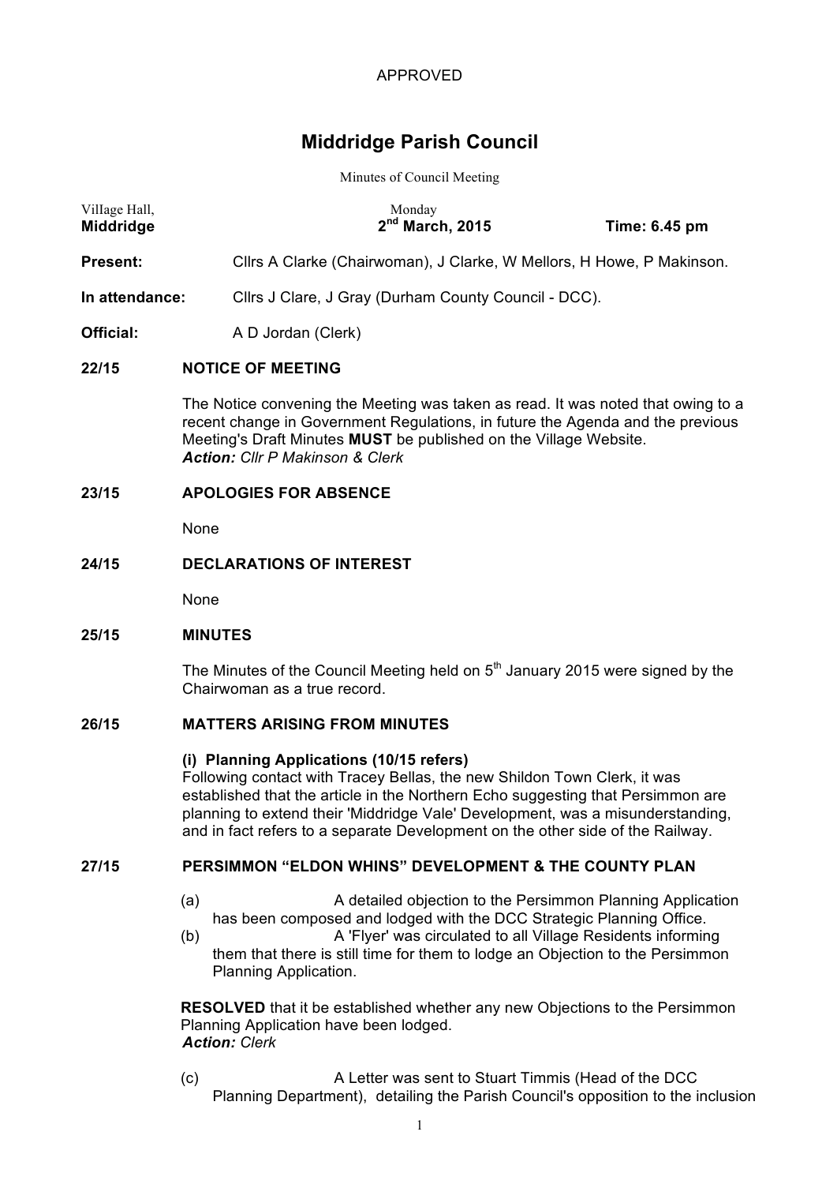APPROVED

# Middridge Parish Council

Minutes of Council Meeting

| Village Hall, **Middridge** | Monday **2nd March, 2015** | **Time: 6.45 pm** |
|---|---|---|

**Present:** Cllrs A Clarke (Chairwoman), J Clarke, W Mellors, H Howe, P Makinson.

**In attendance:** Cllrs J Clare, J Gray (Durham County Council - DCC).

**Official:** A D Jordan (Clerk)

**22/15 NOTICE OF MEETING**

The Notice convening the Meeting was taken as read. It was noted that owing to a recent change in Government Regulations, in future the Agenda and the previous Meeting's Draft Minutes **MUST** be published on the Village Website.
***Action:*** *Cllr P Makinson & Clerk*

**23/15 APOLOGIES FOR ABSENCE**

None

**24/15 DECLARATIONS OF INTEREST**

None

**25/15 MINUTES**

The Minutes of the Council Meeting held on 5th January 2015 were signed by the Chairwoman as a true record.

**26/15 MATTERS ARISING FROM MINUTES**

**(i) Planning Applications (10/15 refers)**
Following contact with Tracey Bellas, the new Shildon Town Clerk, it was established that the article in the Northern Echo suggesting that Persimmon are planning to extend their 'Middridge Vale' Development, was a misunderstanding, and in fact refers to a separate Development on the other side of the Railway.

**27/15 PERSIMMON "ELDON WHINS" DEVELOPMENT & THE COUNTY PLAN**

(a) A detailed objection to the Persimmon Planning Application has been composed and lodged with the DCC Strategic Planning Office.

(b) A 'Flyer' was circulated to all Village Residents informing them that there is still time for them to lodge an Objection to the Persimmon Planning Application.

**RESOLVED** that it be established whether any new Objections to the Persimmon Planning Application have been lodged.
***Action:*** *Clerk*

(c) A Letter was sent to Stuart Timmis (Head of the DCC Planning Department), detailing the Parish Council's opposition to the inclusion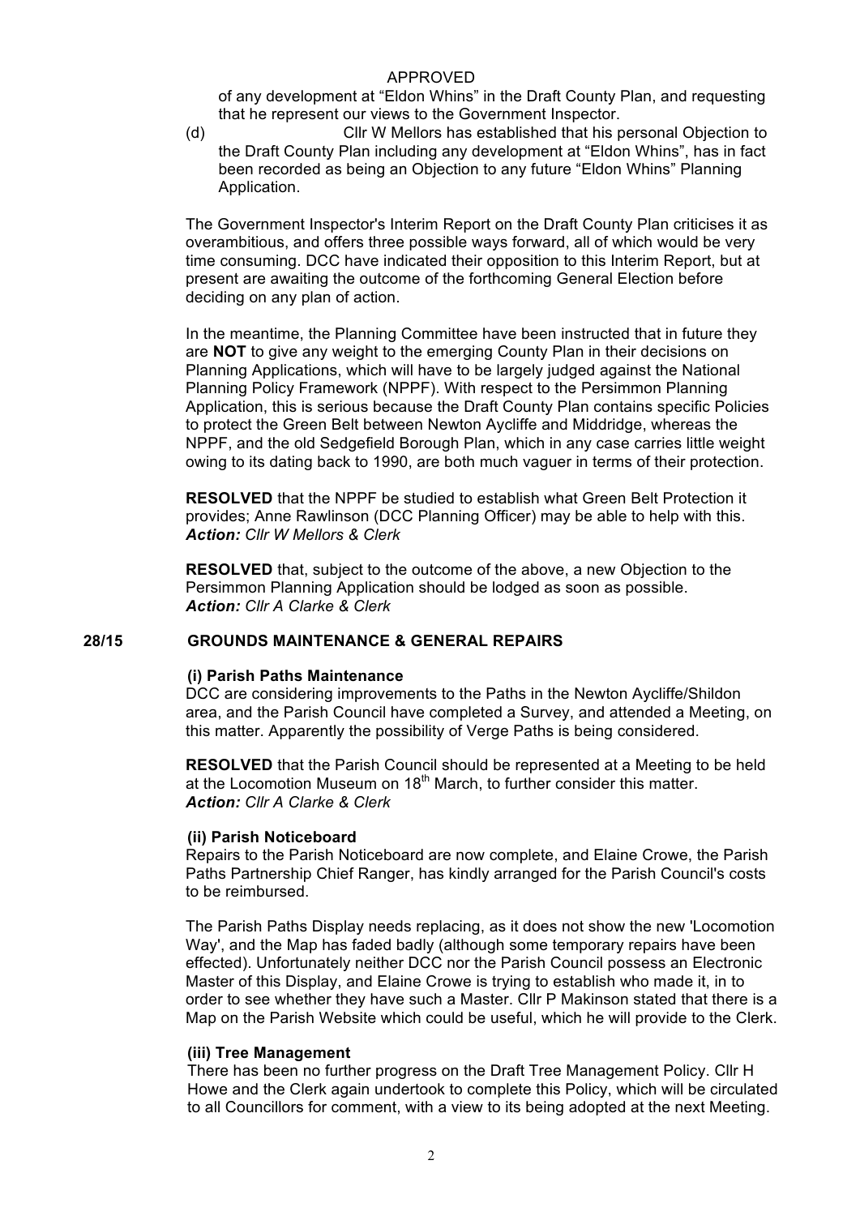APPROVED

of any development at “Eldon Whins” in the Draft County Plan, and requesting that he represent our views to the Government Inspector.

(d) Cllr W Mellors has established that his personal Objection to the Draft County Plan including any development at “Eldon Whins”, has in fact been recorded as being an Objection to any future “Eldon Whins” Planning Application.

The Government Inspector's Interim Report on the Draft County Plan criticises it as overambitious, and offers three possible ways forward, all of which would be very time consuming. DCC have indicated their opposition to this Interim Report, but at present are awaiting the outcome of the forthcoming General Election before deciding on any plan of action.

In the meantime, the Planning Committee have been instructed that in future they are **NOT** to give any weight to the emerging County Plan in their decisions on Planning Applications, which will have to be largely judged against the National Planning Policy Framework (NPPF). With respect to the Persimmon Planning Application, this is serious because the Draft County Plan contains specific Policies to protect the Green Belt between Newton Aycliffe and Middridge, whereas the NPPF, and the old Sedgefield Borough Plan, which in any case carries little weight owing to its dating back to 1990, are both much vaguer in terms of their protection.

**RESOLVED** that the NPPF be studied to establish what Green Belt Protection it provides; Anne Rawlinson (DCC Planning Officer) may be able to help with this.
***Action:*** *Cllr W Mellors & Clerk*

**RESOLVED** that, subject to the outcome of the above, a new Objection to the Persimmon Planning Application should be lodged as soon as possible.
***Action:*** *Cllr A Clarke & Clerk*

## 28/15 GROUNDS MAINTENANCE & GENERAL REPAIRS

### (i) Parish Paths Maintenance

DCC are considering improvements to the Paths in the Newton Aycliffe/Shildon area, and the Parish Council have completed a Survey, and attended a Meeting, on this matter. Apparently the possibility of Verge Paths is being considered.

**RESOLVED** that the Parish Council should be represented at a Meeting to be held at the Locomotion Museum on 18th March, to further consider this matter.
***Action:*** *Cllr A Clarke & Clerk*

### (ii) Parish Noticeboard

Repairs to the Parish Noticeboard are now complete, and Elaine Crowe, the Parish Paths Partnership Chief Ranger, has kindly arranged for the Parish Council's costs to be reimbursed.

The Parish Paths Display needs replacing, as it does not show the new 'Locomotion Way', and the Map has faded badly (although some temporary repairs have been effected). Unfortunately neither DCC nor the Parish Council possess an Electronic Master of this Display, and Elaine Crowe is trying to establish who made it, in to order to see whether they have such a Master. Cllr P Makinson stated that there is a Map on the Parish Website which could be useful, which he will provide to the Clerk.

### (iii) Tree Management

There has been no further progress on the Draft Tree Management Policy. Cllr H Howe and the Clerk again undertook to complete this Policy, which will be circulated to all Councillors for comment, with a view to its being adopted at the next Meeting.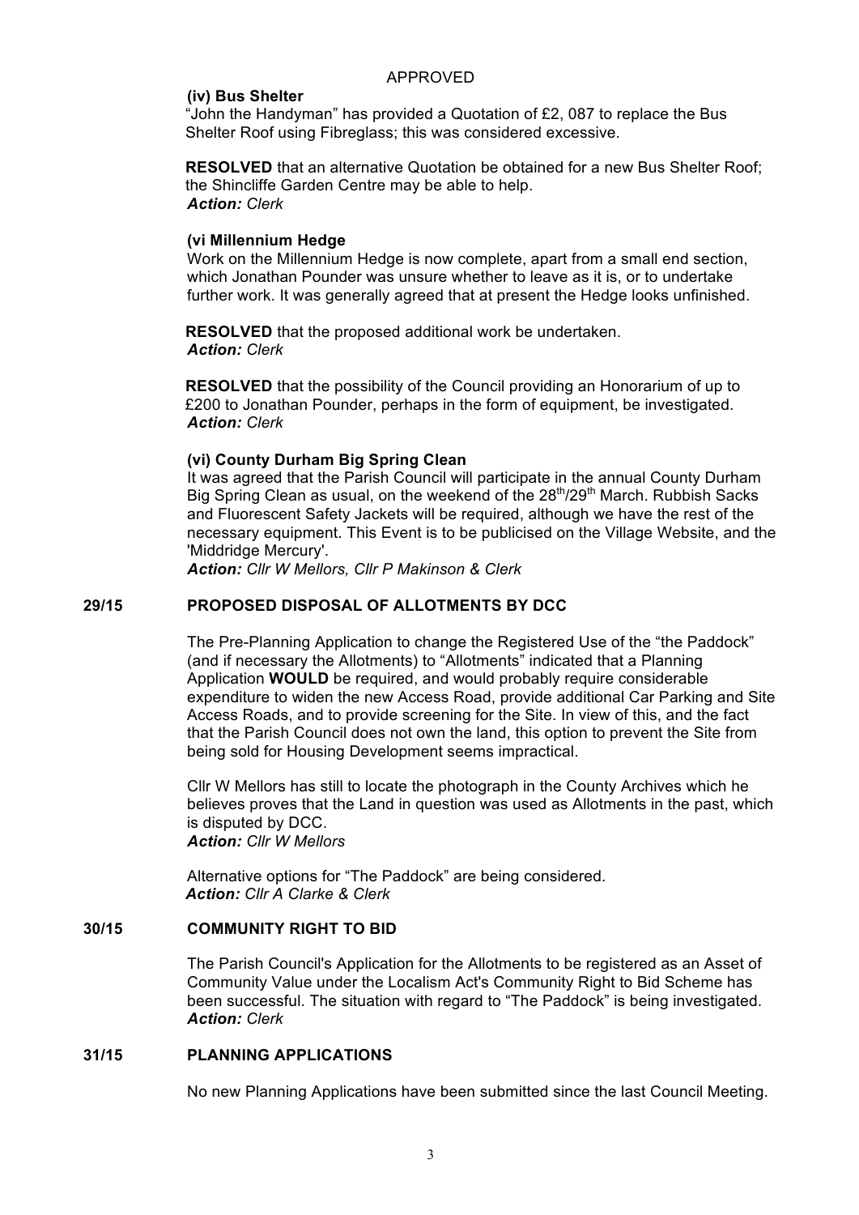APPROVED

**(iv) Bus Shelter**

"John the Handyman" has provided a Quotation of £2, 087 to replace the Bus Shelter Roof using Fibreglass; this was considered excessive.

**RESOLVED** that an alternative Quotation be obtained for a new Bus Shelter Roof; the Shincliffe Garden Centre may be able to help.
***Action:*** *Clerk*

**(vi Millennium Hedge**

Work on the Millennium Hedge is now complete, apart from a small end section, which Jonathan Pounder was unsure whether to leave as it is, or to undertake further work. It was generally agreed that at present the Hedge looks unfinished.

**RESOLVED** that the proposed additional work be undertaken.
***Action:*** *Clerk*

**RESOLVED** that the possibility of the Council providing an Honorarium of up to £200 to Jonathan Pounder, perhaps in the form of equipment, be investigated.
***Action:*** *Clerk*

**(vi) County Durham Big Spring Clean**

It was agreed that the Parish Council will participate in the annual County Durham Big Spring Clean as usual, on the weekend of the 28th/29th March. Rubbish Sacks and Fluorescent Safety Jackets will be required, although we have the rest of the necessary equipment. This Event is to be publicised on the Village Website, and the 'Middridge Mercury'.
***Action:*** *Cllr W Mellors, Cllr P Makinson & Clerk*

**29/15 PROPOSED DISPOSAL OF ALLOTMENTS BY DCC**

The Pre-Planning Application to change the Registered Use of the "the Paddock" (and if necessary the Allotments) to "Allotments" indicated that a Planning Application **WOULD** be required, and would probably require considerable expenditure to widen the new Access Road, provide additional Car Parking and Site Access Roads, and to provide screening for the Site. In view of this, and the fact that the Parish Council does not own the land, this option to prevent the Site from being sold for Housing Development seems impractical.

Cllr W Mellors has still to locate the photograph in the County Archives which he believes proves that the Land in question was used as Allotments in the past, which is disputed by DCC.
***Action:*** *Cllr W Mellors*

Alternative options for "The Paddock" are being considered.
***Action:*** *Cllr A Clarke & Clerk*

**30/15 COMMUNITY RIGHT TO BID**

The Parish Council's Application for the Allotments to be registered as an Asset of Community Value under the Localism Act's Community Right to Bid Scheme has been successful. The situation with regard to "The Paddock" is being investigated.
***Action:*** *Clerk*

**31/15 PLANNING APPLICATIONS**

No new Planning Applications have been submitted since the last Council Meeting.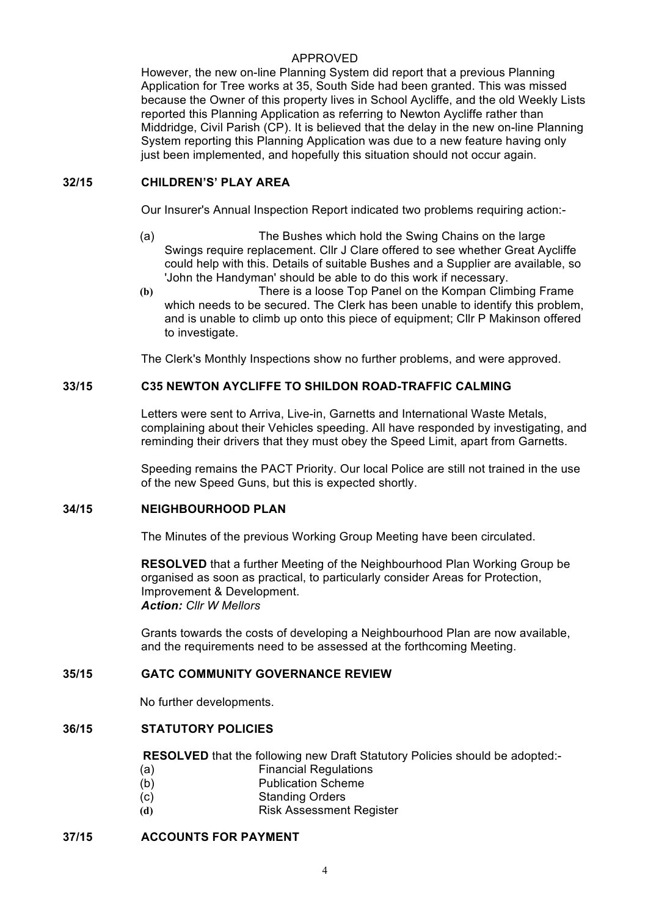APPROVED

However, the new on-line Planning System did report that a previous Planning Application for Tree works at 35, South Side had been granted. This was missed because the Owner of this property lives in School Aycliffe, and the old Weekly Lists reported this Planning Application as referring to Newton Aycliffe rather than Middridge, Civil Parish (CP). It is believed that the delay in the new on-line Planning System reporting this Planning Application was due to a new feature having only just been implemented, and hopefully this situation should not occur again.

## 32/15 CHILDREN'S' PLAY AREA

Our Insurer's Annual Inspection Report indicated two problems requiring action:-

(a) The Bushes which hold the Swing Chains on the large Swings require replacement. Cllr J Clare offered to see whether Great Aycliffe could help with this. Details of suitable Bushes and a Supplier are available, so 'John the Handyman' should be able to do this work if necessary.

(b) There is a loose Top Panel on the Kompan Climbing Frame which needs to be secured. The Clerk has been unable to identify this problem, and is unable to climb up onto this piece of equipment; Cllr P Makinson offered to investigate.

The Clerk's Monthly Inspections show no further problems, and were approved.

## 33/15 C35 NEWTON AYCLIFFE TO SHILDON ROAD-TRAFFIC CALMING

Letters were sent to Arriva, Live-in, Garnetts and International Waste Metals, complaining about their Vehicles speeding. All have responded by investigating, and reminding their drivers that they must obey the Speed Limit, apart from Garnetts.

Speeding remains the PACT Priority. Our local Police are still not trained in the use of the new Speed Guns, but this is expected shortly.

## 34/15 NEIGHBOURHOOD PLAN

The Minutes of the previous Working Group Meeting have been circulated.

**RESOLVED** that a further Meeting of the Neighbourhood Plan Working Group be organised as soon as practical, to particularly consider Areas for Protection, Improvement & Development.
***Action:*** *Cllr W Mellors*

Grants towards the costs of developing a Neighbourhood Plan are now available, and the requirements need to be assessed at the forthcoming Meeting.

## 35/15 GATC COMMUNITY GOVERNANCE REVIEW

No further developments.

## 36/15 STATUTORY POLICIES

**RESOLVED** that the following new Draft Statutory Policies should be adopted:-

(a) Financial Regulations
(b) Publication Scheme
(c) Standing Orders
(d) Risk Assessment Register

## 37/15 ACCOUNTS FOR PAYMENT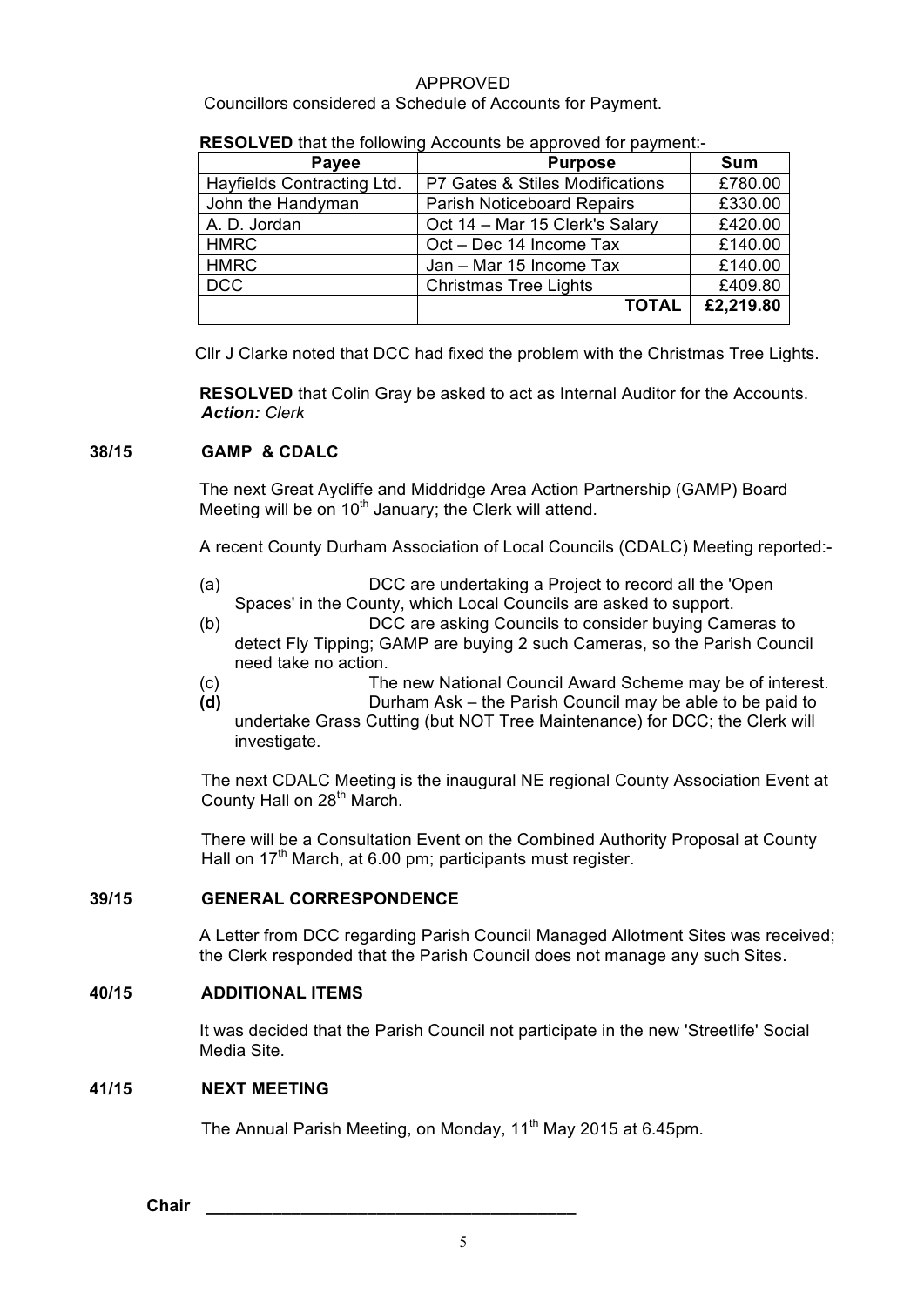APPROVED

Councillors considered a Schedule of Accounts for Payment.

**RESOLVED** that the following Accounts be approved for payment:-

| Payee | Purpose | Sum |
|---|---|---|
| Hayfields Contracting Ltd. | P7 Gates & Stiles Modifications | £780.00 |
| John the Handyman | Parish Noticeboard Repairs | £330.00 |
| A. D. Jordan | Oct 14 – Mar 15 Clerk's Salary | £420.00 |
| HMRC | Oct – Dec 14 Income Tax | £140.00 |
| HMRC | Jan – Mar 15 Income Tax | £140.00 |
| DCC | Christmas Tree Lights | £409.80 |
| | **TOTAL** | **£2,219.80** |

Cllr J Clarke noted that DCC had fixed the problem with the Christmas Tree Lights.

**RESOLVED** that Colin Gray be asked to act as Internal Auditor for the Accounts.
***Action:** Clerk*

## 38/15 GAMP & CDALC

The next Great Aycliffe and Middridge Area Action Partnership (GAMP) Board Meeting will be on 10th January; the Clerk will attend.

A recent County Durham Association of Local Councils (CDALC) Meeting reported:-

(a) DCC are undertaking a Project to record all the 'Open Spaces' in the County, which Local Councils are asked to support.

(b) DCC are asking Councils to consider buying Cameras to detect Fly Tipping; GAMP are buying 2 such Cameras, so the Parish Council need take no action.

(c) The new National Council Award Scheme may be of interest.

**(d)** Durham Ask – the Parish Council may be able to be paid to undertake Grass Cutting (but NOT Tree Maintenance) for DCC; the Clerk will investigate.

The next CDALC Meeting is the inaugural NE regional County Association Event at County Hall on 28th March.

There will be a Consultation Event on the Combined Authority Proposal at County Hall on 17th March, at 6.00 pm; participants must register.

## 39/15 GENERAL CORRESPONDENCE

A Letter from DCC regarding Parish Council Managed Allotment Sites was received; the Clerk responded that the Parish Council does not manage any such Sites.

## 40/15 ADDITIONAL ITEMS

It was decided that the Parish Council not participate in the new 'Streetlife' Social Media Site.

## 41/15 NEXT MEETING

The Annual Parish Meeting, on Monday, 11th May 2015 at 6.45pm.

**Chair** ______________________________________